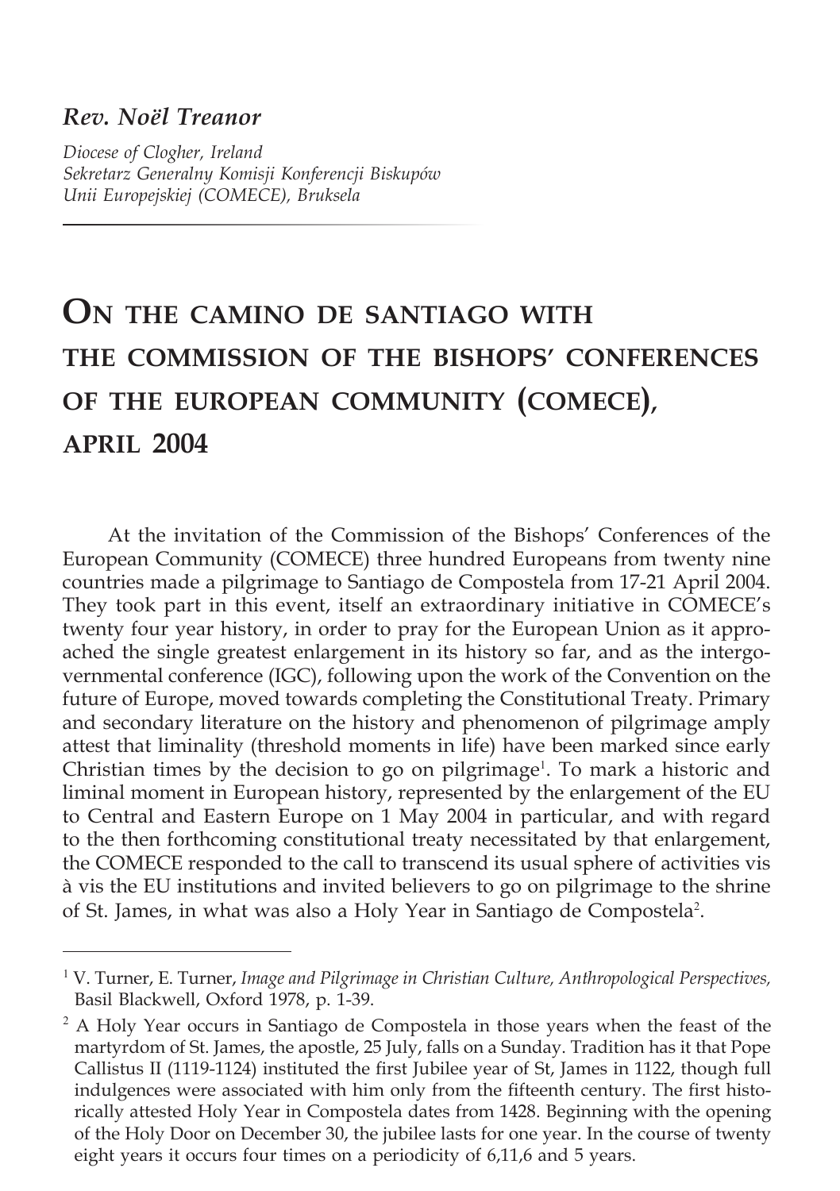***Rev. Noël Treanor***

*Diocese of Clogher, Ireland*
*Sekretarz Generalny Komisji Konferencji Biskupów Unii Europejskiej (COMECE), Bruksela*

# On the camino de santiago with the commission of the bishops' conferences of the european community (comece), april 2004

At the invitation of the Commission of the Bishops' Conferences of the European Community (COMECE) three hundred Europeans from twenty nine countries made a pilgrimage to Santiago de Compostela from 17-21 April 2004. They took part in this event, itself an extraordinary initiative in COMECE's twenty four year history, in order to pray for the European Union as it approached the single greatest enlargement in its history so far, and as the intergovernmental conference (IGC), following upon the work of the Convention on the future of Europe, moved towards completing the Constitutional Treaty. Primary and secondary literature on the history and phenomenon of pilgrimage amply attest that liminality (threshold moments in life) have been marked since early Christian times by the decision to go on pilgrimage[1]. To mark a historic and liminal moment in European history, represented by the enlargement of the EU to Central and Eastern Europe on 1 May 2004 in particular, and with regard to the then forthcoming constitutional treaty necessitated by that enlargement, the COMECE responded to the call to transcend its usual sphere of activities vis à vis the EU institutions and invited believers to go on pilgrimage to the shrine of St. James, in what was also a Holy Year in Santiago de Compostela[2].

---

[1] V. Turner, E. Turner, *Image and Pilgrimage in Christian Culture, Anthropological Perspectives,* Basil Blackwell, Oxford 1978, p. 1-39.

[2] A Holy Year occurs in Santiago de Compostela in those years when the feast of the martyrdom of St. James, the apostle, 25 July, falls on a Sunday. Tradition has it that Pope Callistus II (1119-1124) instituted the first Jubilee year of St, James in 1122, though full indulgences were associated with him only from the fifteenth century. The first historically attested Holy Year in Compostela dates from 1428. Beginning with the opening of the Holy Door on December 30, the jubilee lasts for one year. In the course of twenty eight years it occurs four times on a periodicity of 6,11,6 and 5 years.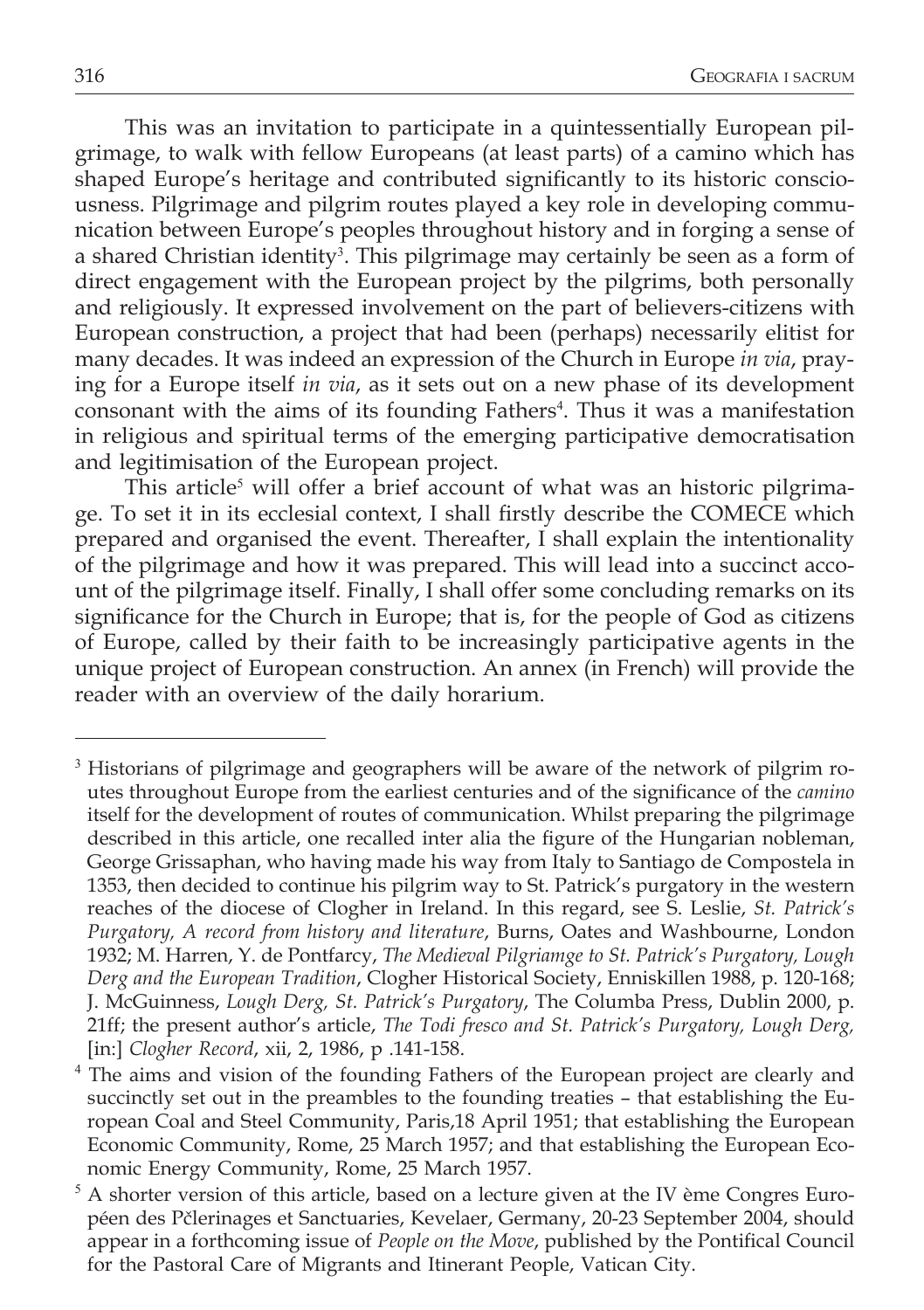This was an invitation to participate in a quintessentially European pilgrimage, to walk with fellow Europeans (at least parts) of a camino which has shaped Europe's heritage and contributed significantly to its historic consciousness. Pilgrimage and pilgrim routes played a key role in developing communication between Europe's peoples throughout history and in forging a sense of a shared Christian identity[3]. This pilgrimage may certainly be seen as a form of direct engagement with the European project by the pilgrims, both personally and religiously. It expressed involvement on the part of believers-citizens with European construction, a project that had been (perhaps) necessarily elitist for many decades. It was indeed an expression of the Church in Europe *in via*, praying for a Europe itself *in via*, as it sets out on a new phase of its development consonant with the aims of its founding Fathers[4]. Thus it was a manifestation in religious and spiritual terms of the emerging participative democratisation and legitimisation of the European project.

This article[5] will offer a brief account of what was an historic pilgrimage. To set it in its ecclesial context, I shall firstly describe the COMECE which prepared and organised the event. Thereafter, I shall explain the intentionality of the pilgrimage and how it was prepared. This will lead into a succinct account of the pilgrimage itself. Finally, I shall offer some concluding remarks on its significance for the Church in Europe; that is, for the people of God as citizens of Europe, called by their faith to be increasingly participative agents in the unique project of European construction. An annex (in French) will provide the reader with an overview of the daily horarium.

---

[3] Historians of pilgrimage and geographers will be aware of the network of pilgrim routes throughout Europe from the earliest centuries and of the significance of the *camino* itself for the development of routes of communication. Whilst preparing the pilgrimage described in this article, one recalled inter alia the figure of the Hungarian nobleman, George Grissaphan, who having made his way from Italy to Santiago de Compostela in 1353, then decided to continue his pilgrim way to St. Patrick's purgatory in the western reaches of the diocese of Clogher in Ireland. In this regard, see S. Leslie, *St. Patrick's Purgatory, A record from history and literature*, Burns, Oates and Washbourne, London 1932; M. Harren, Y. de Pontfarcy, *The Medieval Pilgriamge to St. Patrick's Purgatory, Lough Derg and the European Tradition*, Clogher Historical Society, Enniskillen 1988, p. 120-168; J. McGuinness, *Lough Derg, St. Patrick's Purgatory*, The Columba Press, Dublin 2000, p. 21ff; the present author's article, *The Todi fresco and St. Patrick's Purgatory, Lough Derg,* [in:] *Clogher Record*, xii, 2, 1986, p .141-158.

[4] The aims and vision of the founding Fathers of the European project are clearly and succinctly set out in the preambles to the founding treaties – that establishing the European Coal and Steel Community, Paris,18 April 1951; that establishing the European Economic Community, Rome, 25 March 1957; and that establishing the European Economic Energy Community, Rome, 25 March 1957.

[5] A shorter version of this article, based on a lecture given at the IV ème Congres Européen des Pčlerinages et Sanctuaries, Kevelaer, Germany, 20-23 September 2004, should appear in a forthcoming issue of *People on the Move*, published by the Pontifical Council for the Pastoral Care of Migrants and Itinerant People, Vatican City.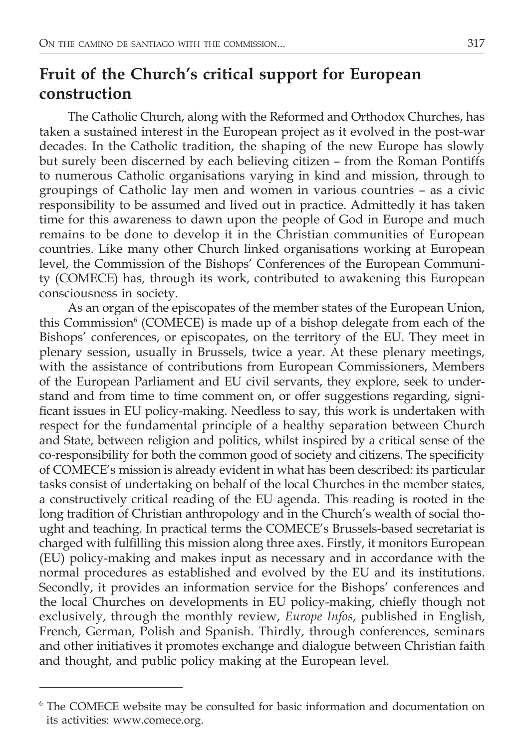## Fruit of the Church's critical support for European construction

The Catholic Church, along with the Reformed and Orthodox Churches, has taken a sustained interest in the European project as it evolved in the post-war decades. In the Catholic tradition, the shaping of the new Europe has slowly but surely been discerned by each believing citizen – from the Roman Pontiffs to numerous Catholic organisations varying in kind and mission, through to groupings of Catholic lay men and women in various countries – as a civic responsibility to be assumed and lived out in practice. Admittedly it has taken time for this awareness to dawn upon the people of God in Europe and much remains to be done to develop it in the Christian communities of European countries. Like many other Church linked organisations working at European level, the Commission of the Bishops' Conferences of the European Community (COMECE) has, through its work, contributed to awakening this European consciousness in society.

As an organ of the episcopates of the member states of the European Union, this Commission[6] (COMECE) is made up of a bishop delegate from each of the Bishops' conferences, or episcopates, on the territory of the EU. They meet in plenary session, usually in Brussels, twice a year. At these plenary meetings, with the assistance of contributions from European Commissioners, Members of the European Parliament and EU civil servants, they explore, seek to understand and from time to time comment on, or offer suggestions regarding, significant issues in EU policy-making. Needless to say, this work is undertaken with respect for the fundamental principle of a healthy separation between Church and State, between religion and politics, whilst inspired by a critical sense of the co-responsibility for both the common good of society and citizens. The specificity of COMECE's mission is already evident in what has been described: its particular tasks consist of undertaking on behalf of the local Churches in the member states, a constructively critical reading of the EU agenda. This reading is rooted in the long tradition of Christian anthropology and in the Church's wealth of social thought and teaching. In practical terms the COMECE's Brussels-based secretariat is charged with fulfilling this mission along three axes. Firstly, it monitors European (EU) policy-making and makes input as necessary and in accordance with the normal procedures as established and evolved by the EU and its institutions. Secondly, it provides an information service for the Bishops' conferences and the local Churches on developments in EU policy-making, chiefly though not exclusively, through the monthly review, *Europe Infos*, published in English, French, German, Polish and Spanish. Thirdly, through conferences, seminars and other initiatives it promotes exchange and dialogue between Christian faith and thought, and public policy making at the European level.

---

[6] The COMECE website may be consulted for basic information and documentation on its activities: www.comece.org.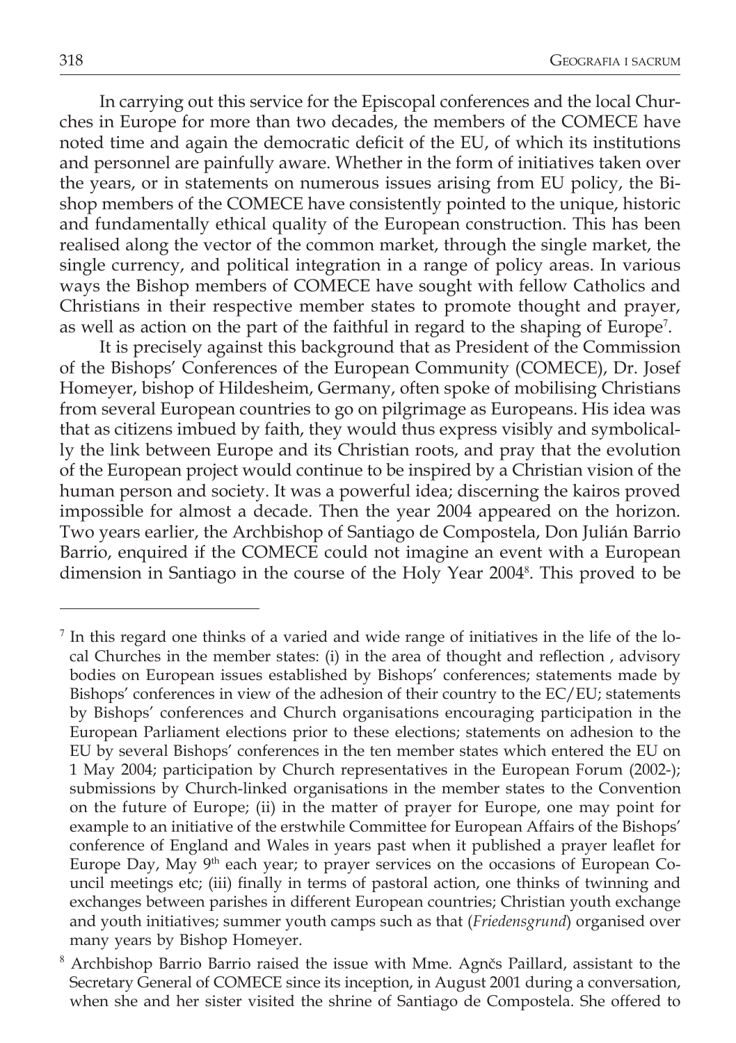In carrying out this service for the Episcopal conferences and the local Churches in Europe for more than two decades, the members of the COMECE have noted time and again the democratic deficit of the EU, of which its institutions and personnel are painfully aware. Whether in the form of initiatives taken over the years, or in statements on numerous issues arising from EU policy, the Bishop members of the COMECE have consistently pointed to the unique, historic and fundamentally ethical quality of the European construction. This has been realised along the vector of the common market, through the single market, the single currency, and political integration in a range of policy areas. In various ways the Bishop members of COMECE have sought with fellow Catholics and Christians in their respective member states to promote thought and prayer, as well as action on the part of the faithful in regard to the shaping of Europe[7].

It is precisely against this background that as President of the Commission of the Bishops' Conferences of the European Community (COMECE), Dr. Josef Homeyer, bishop of Hildesheim, Germany, often spoke of mobilising Christians from several European countries to go on pilgrimage as Europeans. His idea was that as citizens imbued by faith, they would thus express visibly and symbolically the link between Europe and its Christian roots, and pray that the evolution of the European project would continue to be inspired by a Christian vision of the human person and society. It was a powerful idea; discerning the kairos proved impossible for almost a decade. Then the year 2004 appeared on the horizon. Two years earlier, the Archbishop of Santiago de Compostela, Don Julián Barrio Barrio, enquired if the COMECE could not imagine an event with a European dimension in Santiago in the course of the Holy Year 2004[8]. This proved to be

[7] In this regard one thinks of a varied and wide range of initiatives in the life of the local Churches in the member states: (i) in the area of thought and reflection , advisory bodies on European issues established by Bishops' conferences; statements made by Bishops' conferences in view of the adhesion of their country to the EC/EU; statements by Bishops' conferences and Church organisations encouraging participation in the European Parliament elections prior to these elections; statements on adhesion to the EU by several Bishops' conferences in the ten member states which entered the EU on 1 May 2004; participation by Church representatives in the European Forum (2002-); submissions by Church-linked organisations in the member states to the Convention on the future of Europe; (ii) in the matter of prayer for Europe, one may point for example to an initiative of the erstwhile Committee for European Affairs of the Bishops' conference of England and Wales in years past when it published a prayer leaflet for Europe Day, May 9th each year; to prayer services on the occasions of European Council meetings etc; (iii) finally in terms of pastoral action, one thinks of twinning and exchanges between parishes in different European countries; Christian youth exchange and youth initiatives; summer youth camps such as that (*Friedensgrund*) organised over many years by Bishop Homeyer.

[8] Archbishop Barrio Barrio raised the issue with Mme. Agnčs Paillard, assistant to the Secretary General of COMECE since its inception, in August 2001 during a conversation, when she and her sister visited the shrine of Santiago de Compostela. She offered to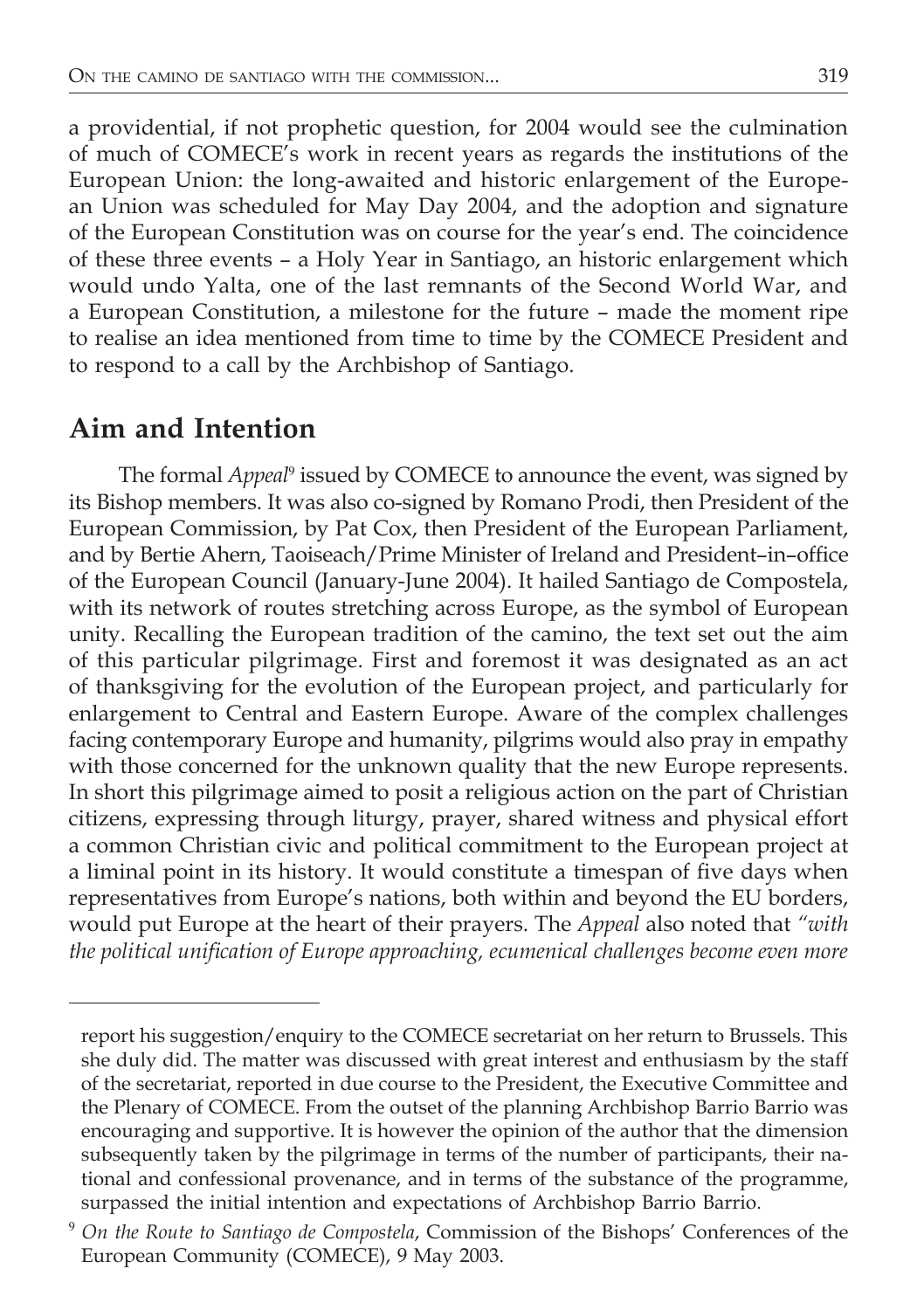a providential, if not prophetic question, for 2004 would see the culmination of much of COMECE's work in recent years as regards the institutions of the European Union: the long-awaited and historic enlargement of the European Union was scheduled for May Day 2004, and the adoption and signature of the European Constitution was on course for the year's end. The coincidence of these three events – a Holy Year in Santiago, an historic enlargement which would undo Yalta, one of the last remnants of the Second World War, and a European Constitution, a milestone for the future – made the moment ripe to realise an idea mentioned from time to time by the COMECE President and to respond to a call by the Archbishop of Santiago.

## Aim and Intention

The formal *Appeal*[9] issued by COMECE to announce the event, was signed by its Bishop members. It was also co-signed by Romano Prodi, then President of the European Commission, by Pat Cox, then President of the European Parliament, and by Bertie Ahern, Taoiseach/Prime Minister of Ireland and President–in–office of the European Council (January-June 2004). It hailed Santiago de Compostela, with its network of routes stretching across Europe, as the symbol of European unity. Recalling the European tradition of the camino, the text set out the aim of this particular pilgrimage. First and foremost it was designated as an act of thanksgiving for the evolution of the European project, and particularly for enlargement to Central and Eastern Europe. Aware of the complex challenges facing contemporary Europe and humanity, pilgrims would also pray in empathy with those concerned for the unknown quality that the new Europe represents. In short this pilgrimage aimed to posit a religious action on the part of Christian citizens, expressing through liturgy, prayer, shared witness and physical effort a common Christian civic and political commitment to the European project at a liminal point in its history. It would constitute a timespan of five days when representatives from Europe's nations, both within and beyond the EU borders, would put Europe at the heart of their prayers. The *Appeal* also noted that *"with the political unification of Europe approaching, ecumenical challenges become even more*

---

report his suggestion/enquiry to the COMECE secretariat on her return to Brussels. This she duly did. The matter was discussed with great interest and enthusiasm by the staff of the secretariat, reported in due course to the President, the Executive Committee and the Plenary of COMECE. From the outset of the planning Archbishop Barrio Barrio was encouraging and supportive. It is however the opinion of the author that the dimension subsequently taken by the pilgrimage in terms of the number of participants, their national and confessional provenance, and in terms of the substance of the programme, surpassed the initial intention and expectations of Archbishop Barrio Barrio.

[9] *On the Route to Santiago de Compostela*, Commission of the Bishops' Conferences of the European Community (COMECE), 9 May 2003.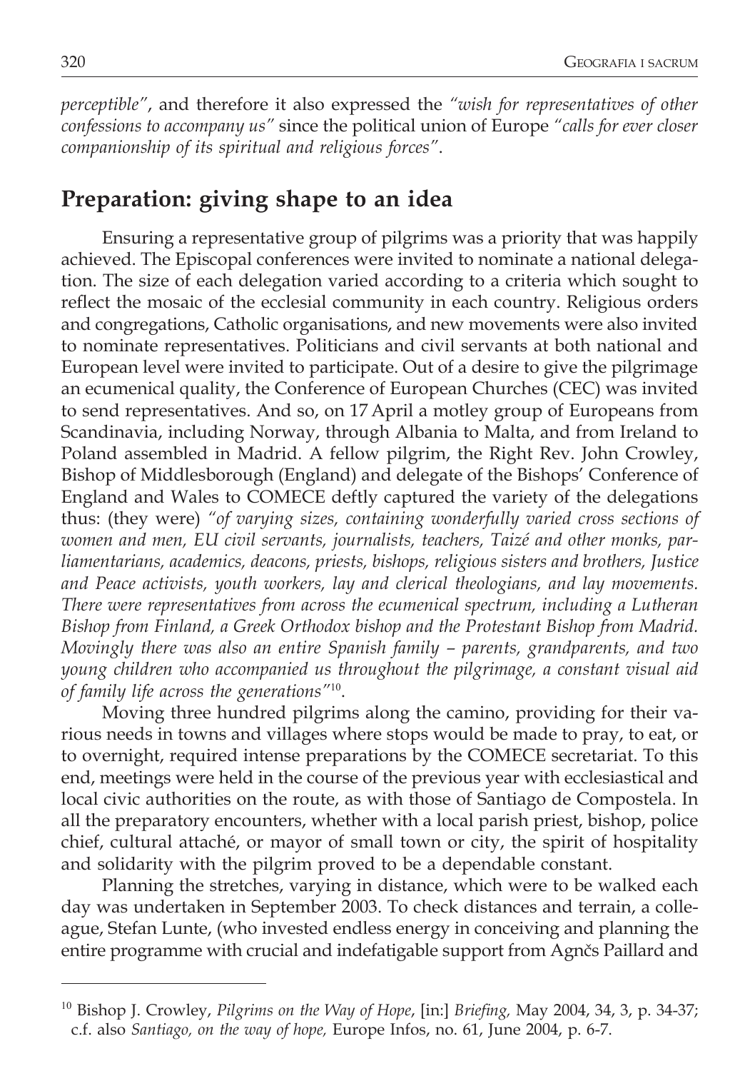*perceptible"*, and therefore it also expressed the *"wish for representatives of other confessions to accompany us"* since the political union of Europe *"calls for ever closer companionship of its spiritual and religious forces"*.

## Preparation: giving shape to an idea

Ensuring a representative group of pilgrims was a priority that was happily achieved. The Episcopal conferences were invited to nominate a national delegation. The size of each delegation varied according to a criteria which sought to reflect the mosaic of the ecclesial community in each country. Religious orders and congregations, Catholic organisations, and new movements were also invited to nominate representatives. Politicians and civil servants at both national and European level were invited to participate. Out of a desire to give the pilgrimage an ecumenical quality, the Conference of European Churches (CEC) was invited to send representatives. And so, on 17 April a motley group of Europeans from Scandinavia, including Norway, through Albania to Malta, and from Ireland to Poland assembled in Madrid. A fellow pilgrim, the Right Rev. John Crowley, Bishop of Middlesborough (England) and delegate of the Bishops' Conference of England and Wales to COMECE deftly captured the variety of the delegations thus: (they were) *"of varying sizes, containing wonderfully varied cross sections of women and men, EU civil servants, journalists, teachers, Taizé and other monks, parliamentarians, academics, deacons, priests, bishops, religious sisters and brothers, Justice and Peace activists, youth workers, lay and clerical theologians, and lay movements. There were representatives from across the ecumenical spectrum, including a Lutheran Bishop from Finland, a Greek Orthodox bishop and the Protestant Bishop from Madrid. Movingly there was also an entire Spanish family – parents, grandparents, and two young children who accompanied us throughout the pilgrimage, a constant visual aid of family life across the generations"*[10].

Moving three hundred pilgrims along the camino, providing for their various needs in towns and villages where stops would be made to pray, to eat, or to overnight, required intense preparations by the COMECE secretariat. To this end, meetings were held in the course of the previous year with ecclesiastical and local civic authorities on the route, as with those of Santiago de Compostela. In all the preparatory encounters, whether with a local parish priest, bishop, police chief, cultural attaché, or mayor of small town or city, the spirit of hospitality and solidarity with the pilgrim proved to be a dependable constant.

Planning the stretches, varying in distance, which were to be walked each day was undertaken in September 2003. To check distances and terrain, a colleague, Stefan Lunte, (who invested endless energy in conceiving and planning the entire programme with crucial and indefatigable support from Agnčs Paillard and

---

[10] Bishop J. Crowley, *Pilgrims on the Way of Hope*, [in:] *Briefing*, May 2004, 34, 3, p. 34-37; c.f. also *Santiago, on the way of hope,* Europe Infos, no. 61, June 2004, p. 6-7.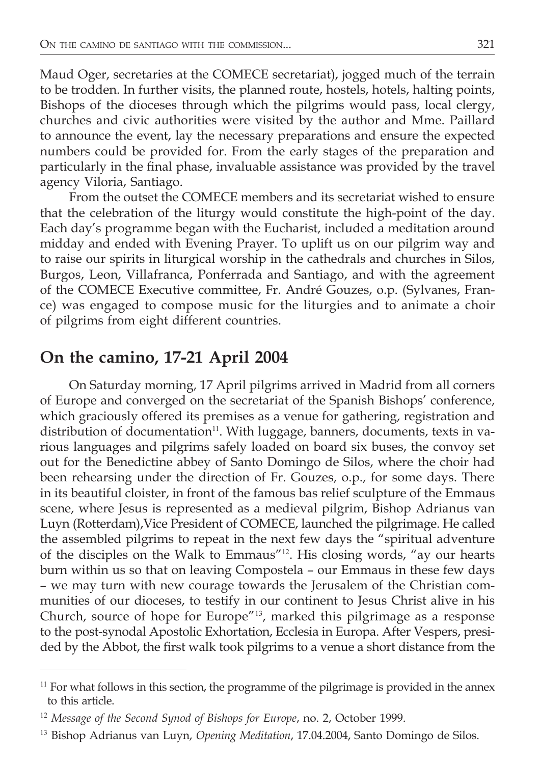Maud Oger, secretaries at the COMECE secretariat), jogged much of the terrain to be trodden. In further visits, the planned route, hostels, hotels, halting points, Bishops of the dioceses through which the pilgrims would pass, local clergy, churches and civic authorities were visited by the author and Mme. Paillard to announce the event, lay the necessary preparations and ensure the expected numbers could be provided for. From the early stages of the preparation and particularly in the final phase, invaluable assistance was provided by the travel agency Viloria, Santiago.

From the outset the COMECE members and its secretariat wished to ensure that the celebration of the liturgy would constitute the high-point of the day. Each day's programme began with the Eucharist, included a meditation around midday and ended with Evening Prayer. To uplift us on our pilgrim way and to raise our spirits in liturgical worship in the cathedrals and churches in Silos, Burgos, Leon, Villafranca, Ponferrada and Santiago, and with the agreement of the COMECE Executive committee, Fr. André Gouzes, o.p. (Sylvanes, France) was engaged to compose music for the liturgies and to animate a choir of pilgrims from eight different countries.

## On the camino, 17-21 April 2004

On Saturday morning, 17 April pilgrims arrived in Madrid from all corners of Europe and converged on the secretariat of the Spanish Bishops' conference, which graciously offered its premises as a venue for gathering, registration and distribution of documentation[11]. With luggage, banners, documents, texts in various languages and pilgrims safely loaded on board six buses, the convoy set out for the Benedictine abbey of Santo Domingo de Silos, where the choir had been rehearsing under the direction of Fr. Gouzes, o.p., for some days. There in its beautiful cloister, in front of the famous bas relief sculpture of the Emmaus scene, where Jesus is represented as a medieval pilgrim, Bishop Adrianus van Luyn (Rotterdam),Vice President of COMECE, launched the pilgrimage. He called the assembled pilgrims to repeat in the next few days the "spiritual adventure of the disciples on the Walk to Emmaus"[12]. His closing words, "ay our hearts burn within us so that on leaving Compostela – our Emmaus in these few days – we may turn with new courage towards the Jerusalem of the Christian communities of our dioceses, to testify in our continent to Jesus Christ alive in his Church, source of hope for Europe"[13], marked this pilgrimage as a response to the post-synodal Apostolic Exhortation, Ecclesia in Europa. After Vespers, presided by the Abbot, the first walk took pilgrims to a venue a short distance from the

---

[11] For what follows in this section, the programme of the pilgrimage is provided in the annex to this article.

[12] *Message of the Second Synod of Bishops for Europe*, no. 2, October 1999.

[13] Bishop Adrianus van Luyn, *Opening Meditation*, 17.04.2004, Santo Domingo de Silos.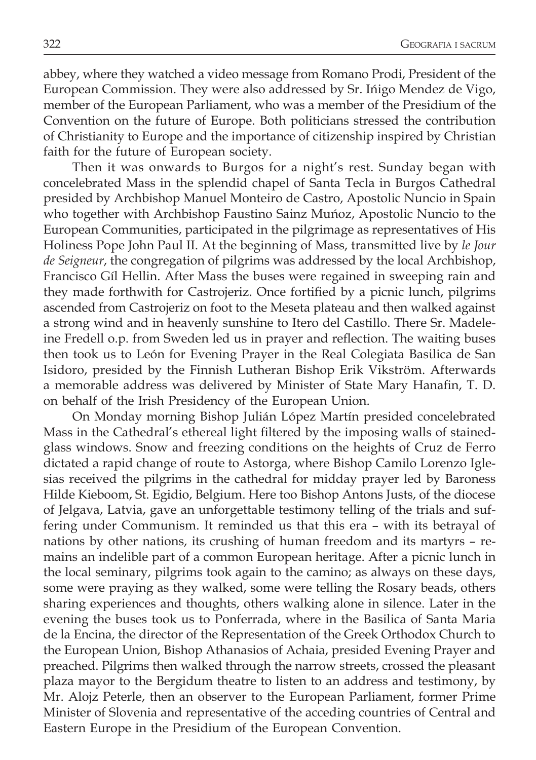abbey, where they watched a video message from Romano Prodi, President of the European Commission. They were also addressed by Sr. Ińigo Mendez de Vigo, member of the European Parliament, who was a member of the Presidium of the Convention on the future of Europe. Both politicians stressed the contribution of Christianity to Europe and the importance of citizenship inspired by Christian faith for the future of European society.

Then it was onwards to Burgos for a night's rest. Sunday began with concelebrated Mass in the splendid chapel of Santa Tecla in Burgos Cathedral presided by Archbishop Manuel Monteiro de Castro, Apostolic Nuncio in Spain who together with Archbishop Faustino Sainz Muńoz, Apostolic Nuncio to the European Communities, participated in the pilgrimage as representatives of His Holiness Pope John Paul II. At the beginning of Mass, transmitted live by *le Jour de Seigneur*, the congregation of pilgrims was addressed by the local Archbishop, Francisco Gíl Hellin. After Mass the buses were regained in sweeping rain and they made forthwith for Castrojeriz. Once fortified by a picnic lunch, pilgrims ascended from Castrojeriz on foot to the Meseta plateau and then walked against a strong wind and in heavenly sunshine to Itero del Castillo. There Sr. Madeleine Fredell o.p. from Sweden led us in prayer and reflection. The waiting buses then took us to León for Evening Prayer in the Real Colegiata Basilica de San Isidoro, presided by the Finnish Lutheran Bishop Erik Vikström. Afterwards a memorable address was delivered by Minister of State Mary Hanafin, T. D. on behalf of the Irish Presidency of the European Union.

On Monday morning Bishop Julián López Martín presided concelebrated Mass in the Cathedral's ethereal light filtered by the imposing walls of stained-glass windows. Snow and freezing conditions on the heights of Cruz de Ferro dictated a rapid change of route to Astorga, where Bishop Camilo Lorenzo Iglesias received the pilgrims in the cathedral for midday prayer led by Baroness Hilde Kieboom, St. Egidio, Belgium. Here too Bishop Antons Justs, of the diocese of Jelgava, Latvia, gave an unforgettable testimony telling of the trials and suffering under Communism. It reminded us that this era – with its betrayal of nations by other nations, its crushing of human freedom and its martyrs – remains an indelible part of a common European heritage. After a picnic lunch in the local seminary, pilgrims took again to the camino; as always on these days, some were praying as they walked, some were telling the Rosary beads, others sharing experiences and thoughts, others walking alone in silence. Later in the evening the buses took us to Ponferrada, where in the Basilica of Santa Maria de la Encina, the director of the Representation of the Greek Orthodox Church to the European Union, Bishop Athanasios of Achaia, presided Evening Prayer and preached. Pilgrims then walked through the narrow streets, crossed the pleasant plaza mayor to the Bergidum theatre to listen to an address and testimony, by Mr. Alojz Peterle, then an observer to the European Parliament, former Prime Minister of Slovenia and representative of the acceding countries of Central and Eastern Europe in the Presidium of the European Convention.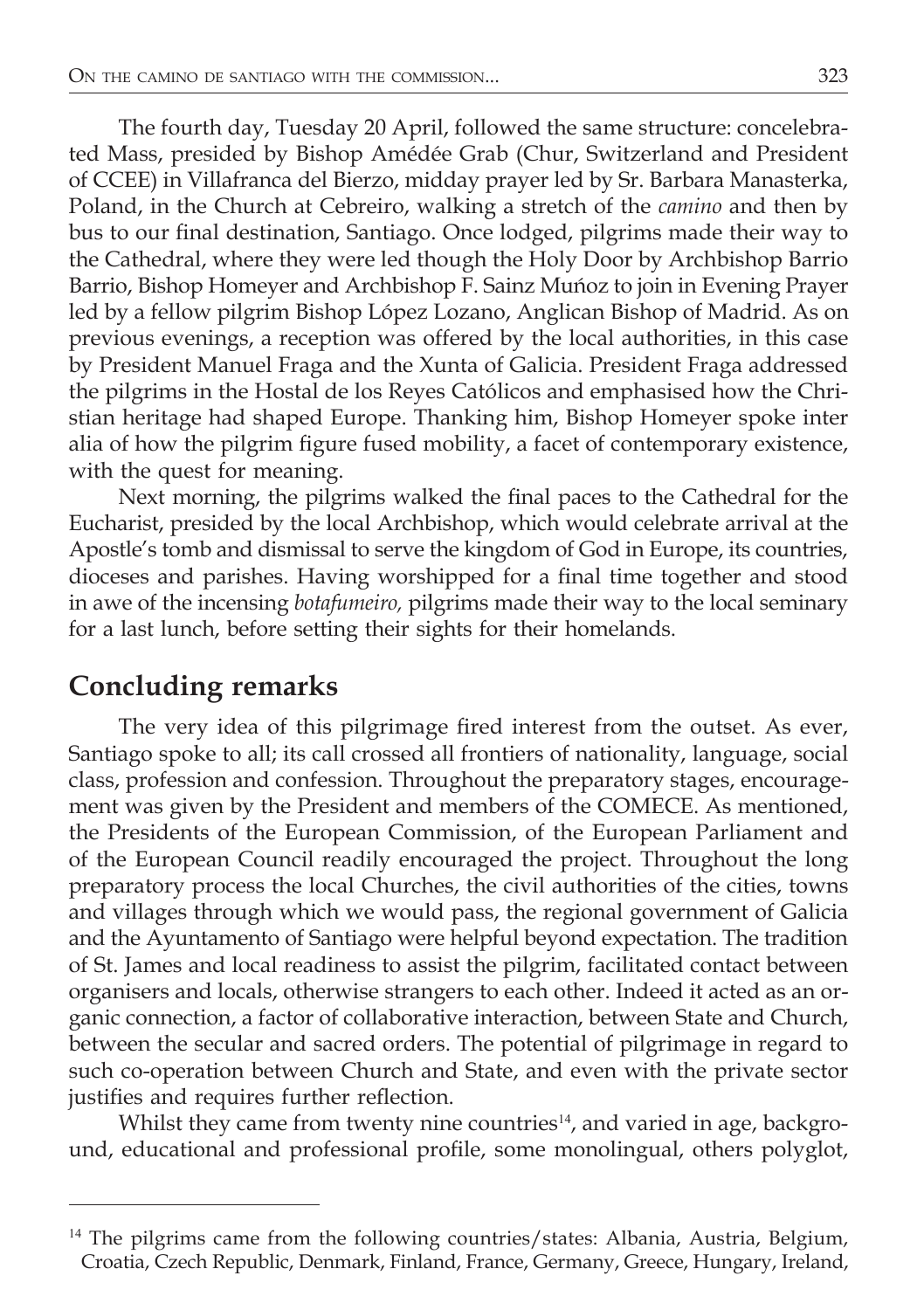The fourth day, Tuesday 20 April, followed the same structure: concelebrated Mass, presided by Bishop Amédée Grab (Chur, Switzerland and President of CCEE) in Villafranca del Bierzo, midday prayer led by Sr. Barbara Manasterka, Poland, in the Church at Cebreiro, walking a stretch of the *camino* and then by bus to our final destination, Santiago. Once lodged, pilgrims made their way to the Cathedral, where they were led though the Holy Door by Archbishop Barrio Barrio, Bishop Homeyer and Archbishop F. Sainz Muńoz to join in Evening Prayer led by a fellow pilgrim Bishop López Lozano, Anglican Bishop of Madrid. As on previous evenings, a reception was offered by the local authorities, in this case by President Manuel Fraga and the Xunta of Galicia. President Fraga addressed the pilgrims in the Hostal de los Reyes Católicos and emphasised how the Christian heritage had shaped Europe. Thanking him, Bishop Homeyer spoke inter alia of how the pilgrim figure fused mobility, a facet of contemporary existence, with the quest for meaning.

Next morning, the pilgrims walked the final paces to the Cathedral for the Eucharist, presided by the local Archbishop, which would celebrate arrival at the Apostle's tomb and dismissal to serve the kingdom of God in Europe, its countries, dioceses and parishes. Having worshipped for a final time together and stood in awe of the incensing *botafumeiro,* pilgrims made their way to the local seminary for a last lunch, before setting their sights for their homelands.

## Concluding remarks

The very idea of this pilgrimage fired interest from the outset. As ever, Santiago spoke to all; its call crossed all frontiers of nationality, language, social class, profession and confession. Throughout the preparatory stages, encouragement was given by the President and members of the COMECE. As mentioned, the Presidents of the European Commission, of the European Parliament and of the European Council readily encouraged the project. Throughout the long preparatory process the local Churches, the civil authorities of the cities, towns and villages through which we would pass, the regional government of Galicia and the Ayuntamento of Santiago were helpful beyond expectation. The tradition of St. James and local readiness to assist the pilgrim, facilitated contact between organisers and locals, otherwise strangers to each other. Indeed it acted as an organic connection, a factor of collaborative interaction, between State and Church, between the secular and sacred orders. The potential of pilgrimage in regard to such co-operation between Church and State, and even with the private sector justifies and requires further reflection.

Whilst they came from twenty nine countries[14], and varied in age, background, educational and professional profile, some monolingual, others polyglot,

---

[14] The pilgrims came from the following countries/states: Albania, Austria, Belgium, Croatia, Czech Republic, Denmark, Finland, France, Germany, Greece, Hungary, Ireland,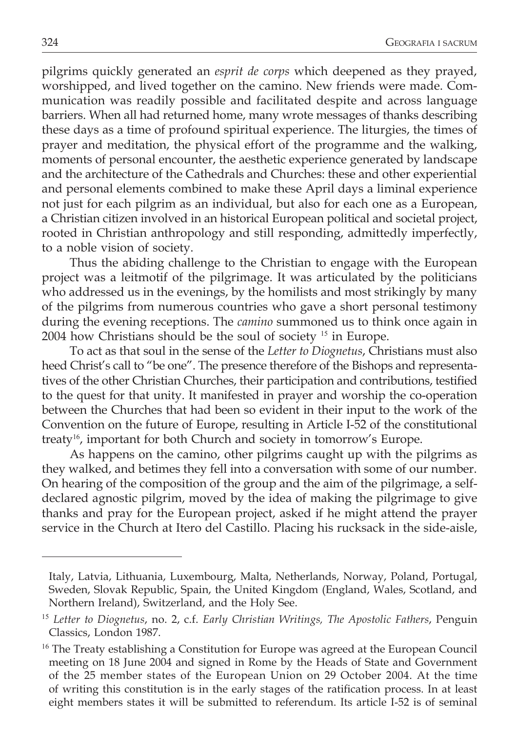pilgrims quickly generated an *esprit de corps* which deepened as they prayed, worshipped, and lived together on the camino. New friends were made. Communication was readily possible and facilitated despite and across language barriers. When all had returned home, many wrote messages of thanks describing these days as a time of profound spiritual experience. The liturgies, the times of prayer and meditation, the physical effort of the programme and the walking, moments of personal encounter, the aesthetic experience generated by landscape and the architecture of the Cathedrals and Churches: these and other experiential and personal elements combined to make these April days a liminal experience not just for each pilgrim as an individual, but also for each one as a European, a Christian citizen involved in an historical European political and societal project, rooted in Christian anthropology and still responding, admittedly imperfectly, to a noble vision of society.

Thus the abiding challenge to the Christian to engage with the European project was a leitmotif of the pilgrimage. It was articulated by the politicians who addressed us in the evenings, by the homilists and most strikingly by many of the pilgrims from numerous countries who gave a short personal testimony during the evening receptions. The *camino* summoned us to think once again in 2004 how Christians should be the soul of society [15] in Europe.

To act as that soul in the sense of the *Letter to Diognetus*, Christians must also heed Christ's call to "be one". The presence therefore of the Bishops and representatives of the other Christian Churches, their participation and contributions, testified to the quest for that unity. It manifested in prayer and worship the co-operation between the Churches that had been so evident in their input to the work of the Convention on the future of Europe, resulting in Article I-52 of the constitutional treaty[16], important for both Church and society in tomorrow's Europe.

As happens on the camino, other pilgrims caught up with the pilgrims as they walked, and betimes they fell into a conversation with some of our number. On hearing of the composition of the group and the aim of the pilgrimage, a self-declared agnostic pilgrim, moved by the idea of making the pilgrimage to give thanks and pray for the European project, asked if he might attend the prayer service in the Church at Itero del Castillo. Placing his rucksack in the side-aisle,

---

Italy, Latvia, Lithuania, Luxembourg, Malta, Netherlands, Norway, Poland, Portugal, Sweden, Slovak Republic, Spain, the United Kingdom (England, Wales, Scotland, and Northern Ireland), Switzerland, and the Holy See.

[15] *Letter to Diognetus*, no. 2, c.f. *Early Christian Writings, The Apostolic Fathers*, Penguin Classics, London 1987.

[16] The Treaty establishing a Constitution for Europe was agreed at the European Council meeting on 18 June 2004 and signed in Rome by the Heads of State and Government of the 25 member states of the European Union on 29 October 2004. At the time of writing this constitution is in the early stages of the ratification process. In at least eight members states it will be submitted to referendum. Its article I-52 is of seminal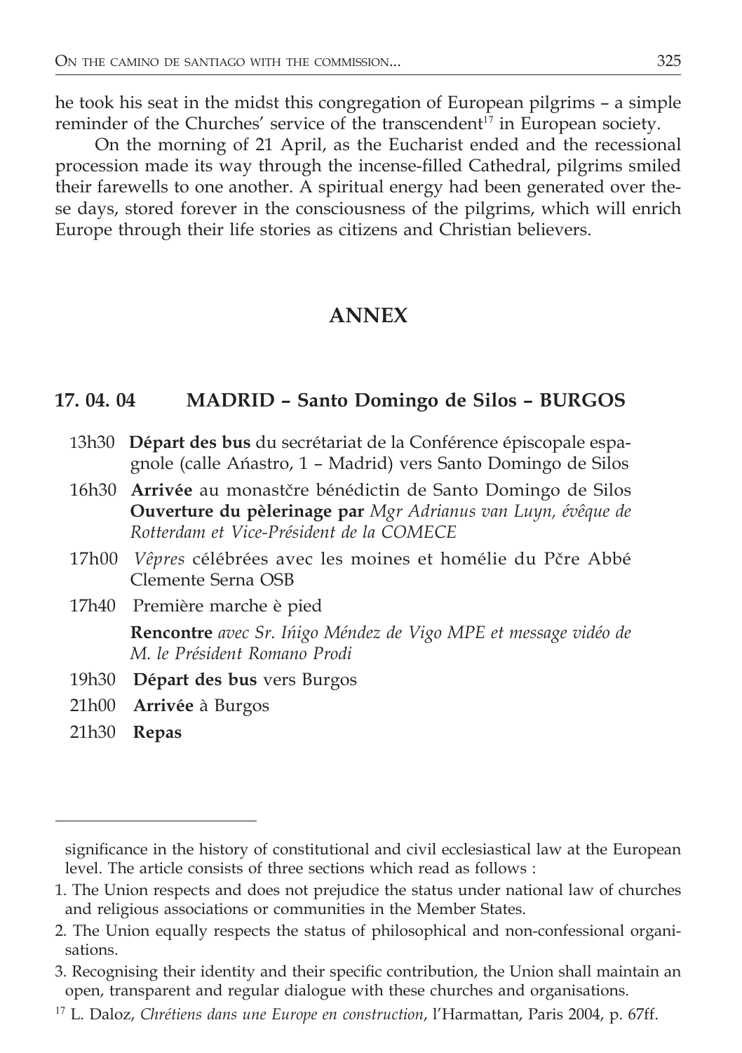he took his seat in the midst this congregation of European pilgrims – a simple reminder of the Churches' service of the transcendent[17] in European society.

On the morning of 21 April, as the Eucharist ended and the recessional procession made its way through the incense-filled Cathedral, pilgrims smiled their farewells to one another. A spiritual energy had been generated over these days, stored forever in the consciousness of the pilgrims, which will enrich Europe through their life stories as citizens and Christian believers.

## ANNEX

### 17. 04. 04 MADRID – Santo Domingo de Silos – BURGOS

13h30 **Départ des bus** du secrétariat de la Conférence épiscopale espagnole (calle Ańastro, 1 – Madrid) vers Santo Domingo de Silos

16h30 **Arrivée** au monastčre bénédictin de Santo Domingo de Silos
**Ouverture du pèlerinage par** *Mgr Adrianus van Luyn, évêque de Rotterdam et Vice-Président de la COMECE*

17h00 *Vêpres* célébrées avec les moines et homélie du Pčre Abbé Clemente Serna OSB

17h40 Première marche è pied
**Rencontre** *avec Sr. Ińigo Méndez de Vigo MPE et message vidéo de M. le Président Romano Prodi*

19h30 **Départ des bus** vers Burgos

21h00 **Arrivée** à Burgos

21h30 **Repas**

---

significance in the history of constitutional and civil ecclesiastical law at the European level. The article consists of three sections which read as follows :

1. The Union respects and does not prejudice the status under national law of churches and religious associations or communities in the Member States.
2. The Union equally respects the status of philosophical and non-confessional organisations.
3. Recognising their identity and their specific contribution, the Union shall maintain an open, transparent and regular dialogue with these churches and organisations.

[17] L. Daloz, *Chrétiens dans une Europe en construction*, l'Harmattan, Paris 2004, p. 67ff.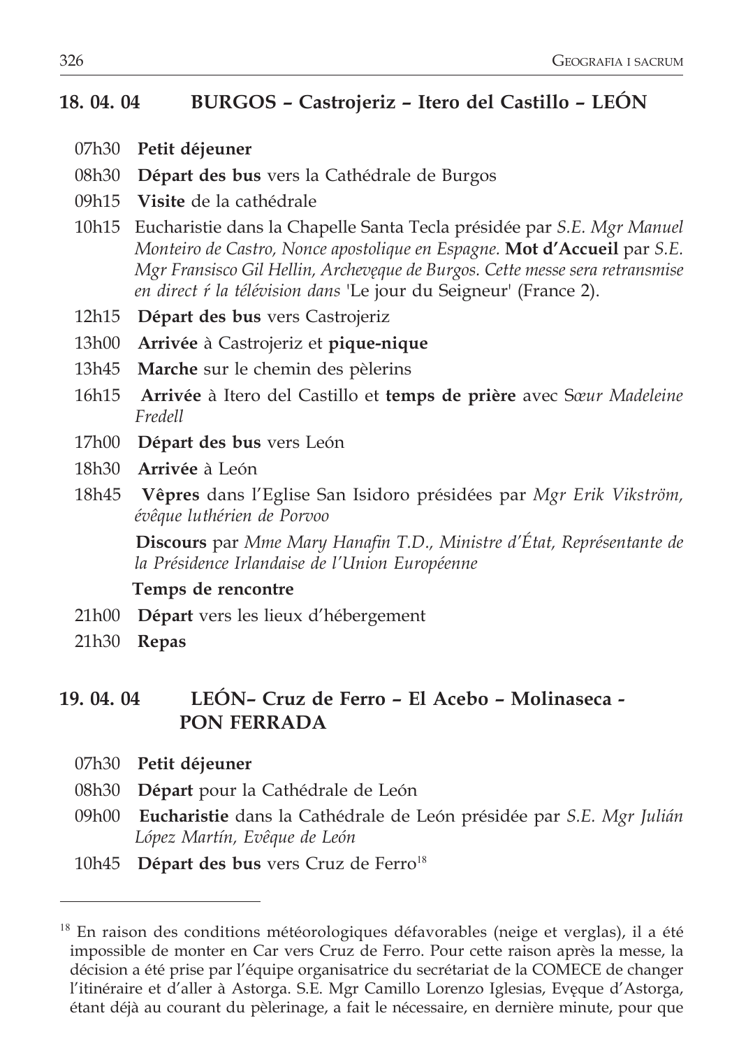## 18. 04. 04 BURGOS – Castrojeriz – Itero del Castillo – LEÓN

07h30 **Petit déjeuner**

08h30 **Départ des bus** vers la Cathédrale de Burgos

09h15 **Visite** de la cathédrale

10h15 Eucharistie dans la Chapelle Santa Tecla présidée par *S.E. Mgr Manuel Monteiro de Castro, Nonce apostolique en Espagne.* **Mot d'Accueil** par *S.E. Mgr Fransisco Gil Hellin, Archevęque de Burgos. Cette messe sera retransmise en direct ŕ la télévision dans* 'Le jour du Seigneur' (France 2).

12h15 **Départ des bus** vers Castrojeriz

13h00 **Arrivée** à Castrojeriz et **pique-nique**

13h45 **Marche** sur le chemin des pèlerins

16h15 **Arrivée** à Itero del Castillo et **temps de prière** avec S*œur Madeleine Fredell*

17h00 **Départ des bus** vers León

18h30 **Arrivée** à León

18h45 **Vêpres** dans l'Eglise San Isidoro présidées par *Mgr Erik Vikström, évêque luthérien de Porvoo*

**Discours** par *Mme Mary Hanafin T.D., Ministre d'État, Représentante de la Présidence Irlandaise de l'Union Européenne*

**Temps de rencontre**

21h00 **Départ** vers les lieux d'hébergement

21h30 **Repas**

## 19. 04. 04 LEÓN– Cruz de Ferro – El Acebo – Molinaseca - PON FERRADA

07h30 **Petit déjeuner**

08h30 **Départ** pour la Cathédrale de León

09h00 **Eucharistie** dans la Cathédrale de León présidée par *S.E. Mgr Julián López Martín, Evêque de León*

10h45 **Départ des bus** vers Cruz de Ferro[18]

---

[18] En raison des conditions météorologiques défavorables (neige et verglas), il a été impossible de monter en Car vers Cruz de Ferro. Pour cette raison après la messe, la décision a été prise par l'équipe organisatrice du secrétariat de la COMECE de changer l'itinéraire et d'aller à Astorga. S.E. Mgr Camillo Lorenzo Iglesias, Evęque d'Astorga, étant déjà au courant du pèlerinage, a fait le nécessaire, en dernière minute, pour que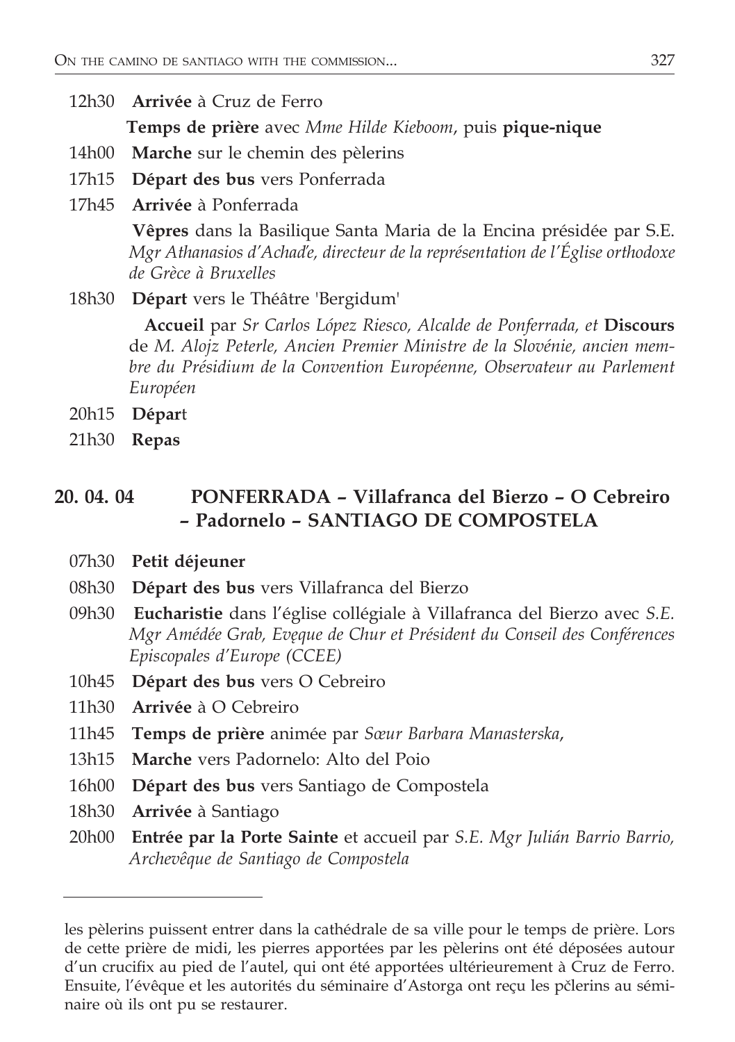12h30 **Arrivée** à Cruz de Ferro

**Temps de prière** avec *Mme Hilde Kieboom*, puis **pique-nique**

14h00 **Marche** sur le chemin des pèlerins

17h15 **Départ des bus** vers Ponferrada

17h45 **Arrivée** à Ponferrada

**Vêpres** dans la Basilique Santa Maria de la Encina présidée par S.E. *Mgr Athanasios d'Achaďe, directeur de la représentation de l'Église orthodoxe de Grèce à Bruxelles*

18h30 **Départ** vers le Théâtre 'Bergidum'

**Accueil** par *Sr Carlos López Riesco, Alcalde de Ponferrada, et* **Discours** de *M. Alojz Peterle, Ancien Premier Ministre de la Slovénie, ancien membre du Présidium de la Convention Européenne, Observateur au Parlement Européen*

20h15 **Départ**

21h30 **Repas**

## 20. 04. 04 PONFERRADA – Villafranca del Bierzo – O Cebreiro – Padornelo – SANTIAGO DE COMPOSTELA

07h30 **Petit déjeuner**

08h30 **Départ des bus** vers Villafranca del Bierzo

09h30 **Eucharistie** dans l'église collégiale à Villafranca del Bierzo avec *S.E. Mgr Amédée Grab, Evęque de Chur et Président du Conseil des Conférences Episcopales d'Europe (CCEE)*

10h45 **Départ des bus** vers O Cebreiro

11h30 **Arrivée** à O Cebreiro

11h45 **Temps de prière** animée par *Sœur Barbara Manasterska*,

13h15 **Marche** vers Padornelo: Alto del Poio

16h00 **Départ des bus** vers Santiago de Compostela

18h30 **Arrivée** à Santiago

20h00 **Entrée par la Porte Sainte** et accueil par *S.E. Mgr Julián Barrio Barrio, Archevêque de Santiago de Compostela*

---

les pèlerins puissent entrer dans la cathédrale de sa ville pour le temps de prière. Lors de cette prière de midi, les pierres apportées par les pèlerins ont été déposées autour d'un crucifix au pied de l'autel, qui ont été apportées ultérieurement à Cruz de Ferro. Ensuite, l'évêque et les autorités du séminaire d'Astorga ont reçu les pčlerins au séminaire où ils ont pu se restaurer.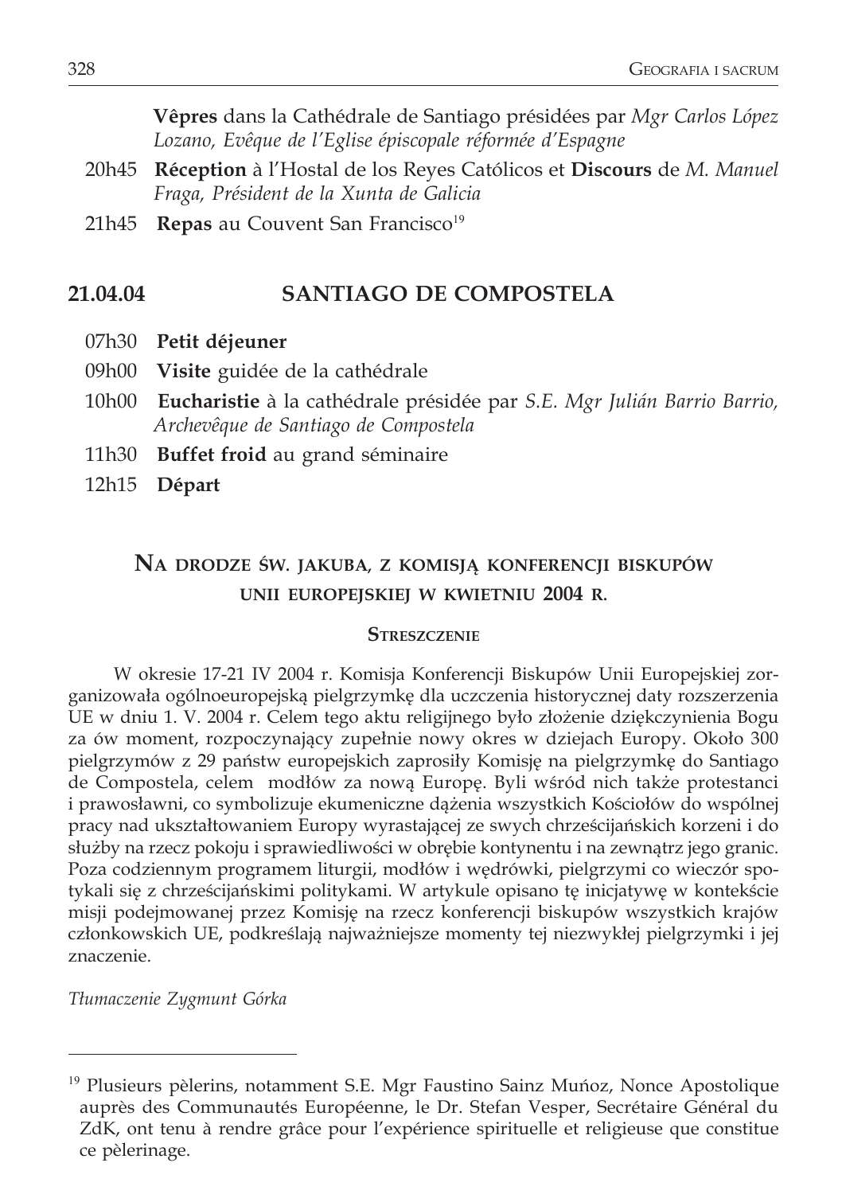**Vêpres** dans la Cathédrale de Santiago présidées par *Mgr Carlos López Lozano, Evêque de l'Eglise épiscopale réformée d'Espagne*

20h45 **Réception** à l'Hostal de los Reyes Católicos et **Discours** de *M. Manuel Fraga, Président de la Xunta de Galicia*

21h45 **Repas** au Couvent San Francisco[19]

## 21.04.04 SANTIAGO DE COMPOSTELA

07h30 **Petit déjeuner**

09h00 **Visite** guidée de la cathédrale

10h00 **Eucharistie** à la cathédrale présidée par *S.E. Mgr Julián Barrio Barrio, Archevêque de Santiago de Compostela*

11h30 **Buffet froid** au grand séminaire

12h15 **Départ**

## Na drodze św. Jakuba, z Komisją Konferencji Biskupów Unii Europejskiej w kwietniu 2004 r.

### Streszczenie

W okresie 17-21 IV 2004 r. Komisja Konferencji Biskupów Unii Europejskiej zorganizowała ogólnoeuropejską pielgrzymkę dla uczczenia historycznej daty rozszerzenia UE w dniu 1. V. 2004 r. Celem tego aktu religijnego było złożenie dziękczynienia Bogu za ów moment, rozpoczynający zupełnie nowy okres w dziejach Europy. Około 300 pielgrzymów z 29 państw europejskich zaprosiły Komisję na pielgrzymkę do Santiago de Compostela, celem modłów za nową Europę. Byli wśród nich także protestanci i prawosławni, co symbolizuje ekumeniczne dążenia wszystkich Kościołów do wspólnej pracy nad ukształtowaniem Europy wyrastającej ze swych chrześcijańskich korzeni i do służby na rzecz pokoju i sprawiedliwości w obrębie kontynentu i na zewnątrz jego granic. Poza codziennym programem liturgii, modłów i wędrówki, pielgrzymi co wieczór spotykali się z chrześcijańskimi politykami. W artykule opisano tę inicjatywę w kontekście misji podejmowanej przez Komisję na rzecz konferencji biskupów wszystkich krajów członkowskich UE, podkreślają najważniejsze momenty tej niezwykłej pielgrzymki i jej znaczenie.

*Tłumaczenie Zygmunt Górka*

---

[19] Plusieurs pèlerins, notamment S.E. Mgr Faustino Sainz Muńoz, Nonce Apostolique auprès des Communautés Européenne, le Dr. Stefan Vesper, Secrétaire Général du ZdK, ont tenu à rendre grâce pour l'expérience spirituelle et religieuse que constitue ce pèlerinage.